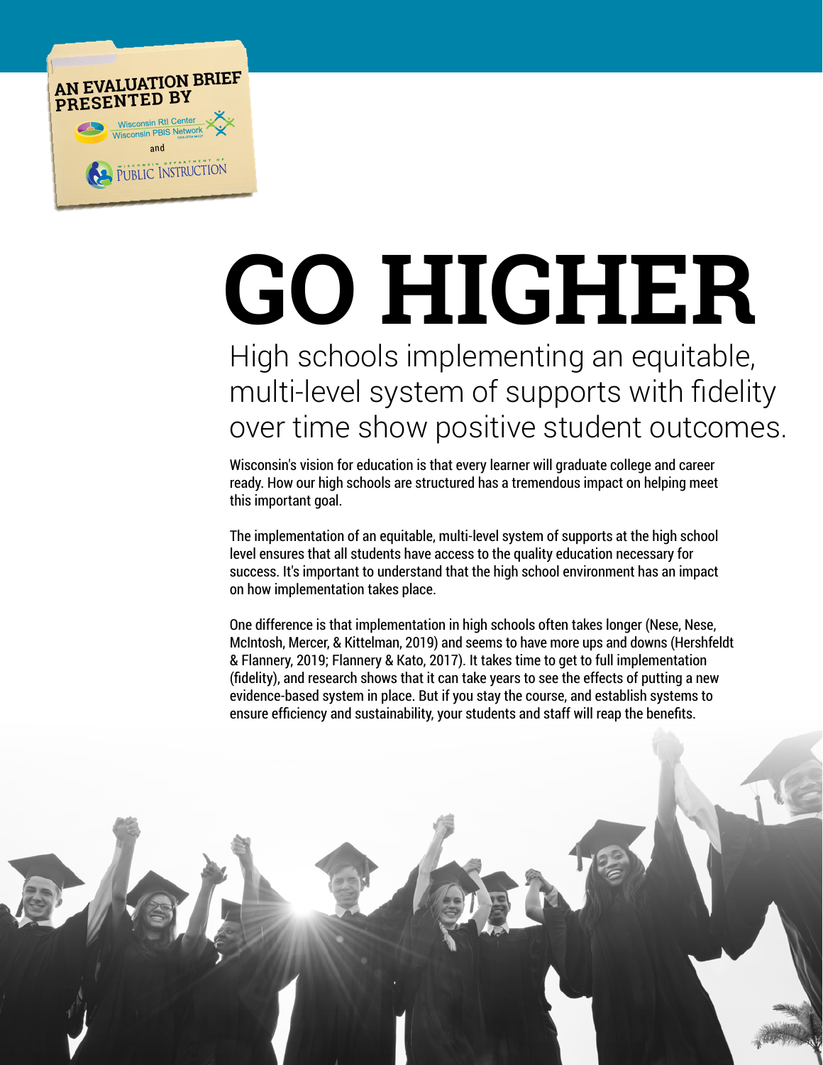AN EVALUATION BRIEF PRESENTED BY

Wisconsin RtI Center
Wisconsin PBIS Network

and

Wisconsin Department of Public Instruction

# GO HIGHER

## High schools implementing an equitable, multi-level system of supports with fidelity over time show positive student outcomes.

Wisconsin's vision for education is that every learner will graduate college and career ready. How our high schools are structured has a tremendous impact on helping meet this important goal.

The implementation of an equitable, multi-level system of supports at the high school level ensures that all students have access to the quality education necessary for success. It's important to understand that the high school environment has an impact on how implementation takes place.

One difference is that implementation in high schools often takes longer (Nese, Nese, McIntosh, Mercer, & Kittelman, 2019) and seems to have more ups and downs (Hershfeldt & Flannery, 2019; Flannery & Kato, 2017). It takes time to get to full implementation (fidelity), and research shows that it can take years to see the effects of putting a new evidence-based system in place. But if you stay the course, and establish systems to ensure efficiency and sustainability, your students and staff will reap the benefits.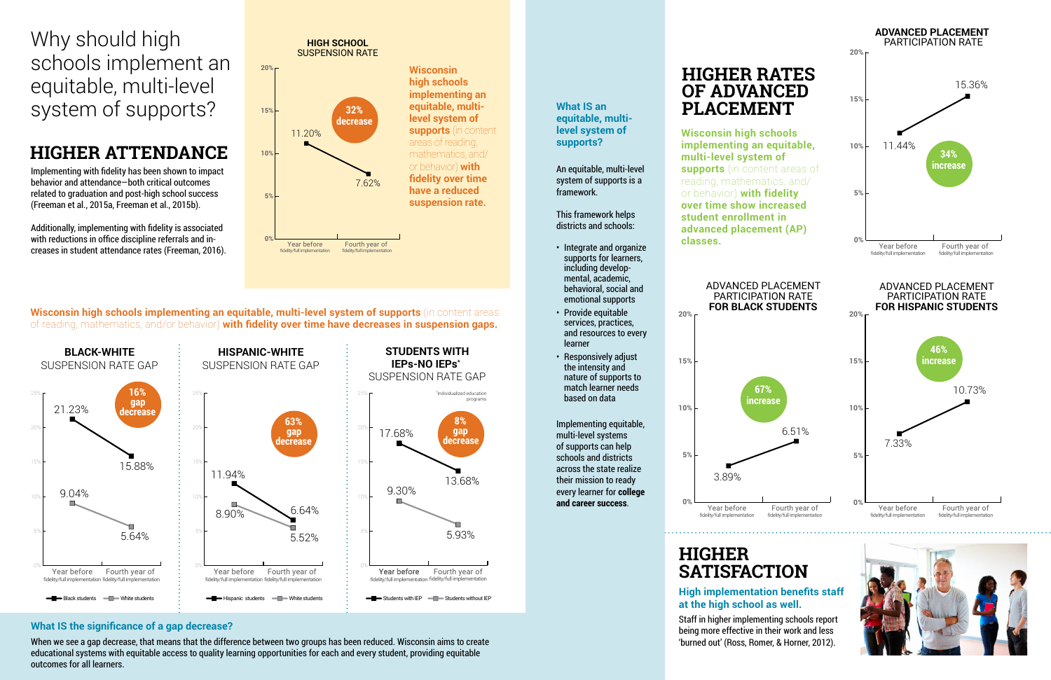# Why should high schools implement an equitable, multi-level system of supports?

## HIGHER ATTENDANCE

Implementing with fidelity has been shown to impact behavior and attendance—both critical outcomes related to graduation and post-high school success (Freeman et al., 2015a, Freeman et al., 2015b).

Additionally, implementing with fidelity is associated with reductions in office discipline referrals and increases in student attendance rates (Freeman, 2016).

**HIGH SCHOOL SUSPENSION RATE**

| | Year before fidelity/full implementation | Fourth year of fidelity/full implementation |
|---|---|---|
| Suspension rate | 11.20% | 7.62% |

32% decrease

**Wisconsin high schools implementing an equitable, multi-level system of supports** (in content areas of reading, mathematics, and/or behavior) **with fidelity over time have a reduced suspension rate.**

**Wisconsin high schools implementing an equitable, multi-level system of supports** (in content areas of reading, mathematics, and/or behavior) **with fidelity over time have decreases in suspension gaps.**

**BLACK-WHITE SUSPENSION RATE GAP**

| | Year before fidelity/full implementation | Fourth year of fidelity/full implementation |
|---|---|---|
| Black students | 21.23% | 15.88% |
| White students | 9.04% | 5.64% |

16% gap decrease

**HISPANIC-WHITE SUSPENSION RATE GAP**

| | Year before fidelity/full implementation | Fourth year of fidelity/full implementation |
|---|---|---|
| Hispanic students | 11.94% | 6.64% |
| White students | 8.90% | 5.52% |

63% gap decrease

**STUDENTS WITH IEPs-NO IEPs* SUSPENSION RATE GAP**

| | Year before fidelity/full implementation | Fourth year of fidelity/full implementation |
|---|---|---|
| Students with IEP | 17.68% | 13.68% |
| Students without IEP | 9.30% | 5.93% |

8% gap decrease

*Individualized education programs

### What IS the significance of a gap decrease?

When we see a gap decrease, that means that the difference between two groups has been reduced. Wisconsin aims to create educational systems with equitable access to quality learning opportunities for each and every student, providing equitable outcomes for all learners.

### What IS an equitable, multi-level system of supports?

An equitable, multi-level system of supports is a framework.

This framework helps districts and schools:

- Integrate and organize supports for learners, including developmental, academic, behavioral, social and emotional supports
- Provide equitable services, practices, and resources to every learner
- Responsively adjust the intensity and nature of supports to match learner needs based on data

Implementing equitable, multi-level systems of supports can help schools and districts across the state realize their mission to ready every learner for **college and career success**.

## HIGHER RATES OF ADVANCED PLACEMENT

**Wisconsin high schools implementing an equitable, multi-level system of supports** (in content areas of reading, mathematics, and/or behavior) **with fidelity over time show increased student enrollment in advanced placement (AP) classes.**

**ADVANCED PLACEMENT PARTICIPATION RATE**

| | Year before fidelity/full implementation | Fourth year of fidelity/full implementation |
|---|---|---|
| Participation rate | 11.44% | 15.36% |

34% increase

**ADVANCED PLACEMENT PARTICIPATION RATE FOR BLACK STUDENTS**

| | Year before fidelity/full implementation | Fourth year of fidelity/full implementation |
|---|---|---|
| Participation rate | 3.89% | 6.51% |

67% increase

**ADVANCED PLACEMENT PARTICIPATION RATE FOR HISPANIC STUDENTS**

| | Year before fidelity/full implementation | Fourth year of fidelity/full implementation |
|---|---|---|
| Participation rate | 7.33% | 10.73% |

46% increase

## HIGHER SATISFACTION

**High implementation benefits staff at the high school as well.**

Staff in higher implementing schools report being more effective in their work and less 'burned out' (Ross, Romer, & Horner, 2012).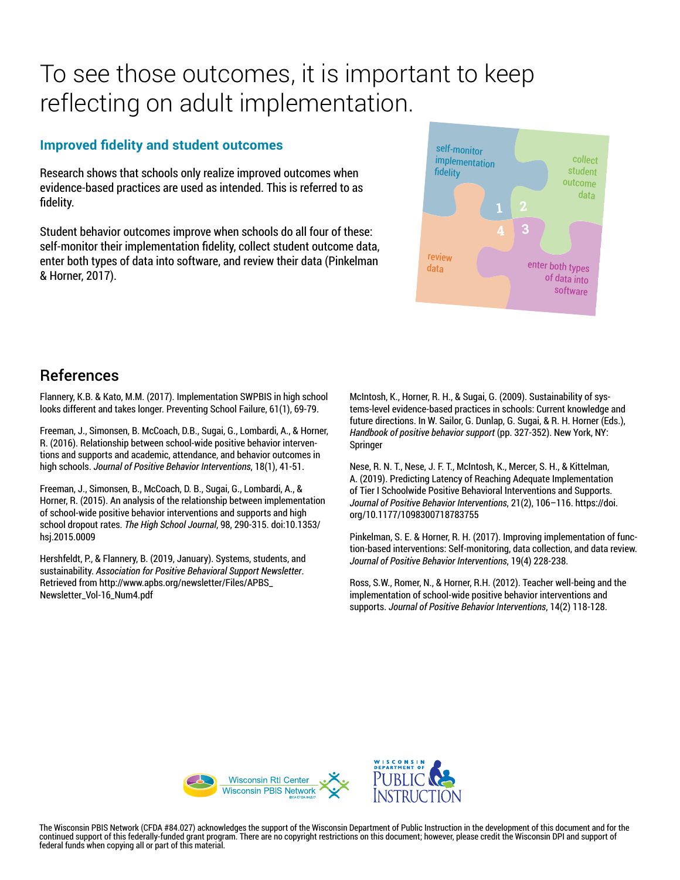# To see those outcomes, it is important to keep reflecting on adult implementation.

## Improved fidelity and student outcomes

Research shows that schools only realize improved outcomes when evidence-based practices are used as intended. This is referred to as fidelity.

Student behavior outcomes improve when schools do all four of these: self-monitor their implementation fidelity, collect student outcome data, enter both types of data into software, and review their data (Pinkelman & Horner, 2017).

1 self-monitor implementation fidelity

2 collect student outcome data

3 enter both types of data into software

4 review data

## References

Flannery, K.B. & Kato, M.M. (2017). Implementation SWPBIS in high school looks different and takes longer. Preventing School Failure, 61(1), 69-79.

Freeman, J., Simonsen, B. McCoach, D.B., Sugai, G., Lombardi, A., & Horner, R. (2016). Relationship between school-wide positive behavior interventions and supports and academic, attendance, and behavior outcomes in high schools. *Journal of Positive Behavior Interventions*, 18(1), 41-51.

Freeman, J., Simonsen, B., McCoach, D. B., Sugai, G., Lombardi, A., & Horner, R. (2015). An analysis of the relationship between implementation of school-wide positive behavior interventions and supports and high school dropout rates. *The High School Journal*, 98, 290-315. doi:10.1353/hsj.2015.0009

Hershfeldt, P., & Flannery, B. (2019, January). Systems, students, and sustainability. *Association for Positive Behavioral Support Newsletter*. Retrieved from http://www.apbs.org/newsletter/Files/APBS_Newsletter_Vol-16_Num4.pdf

McIntosh, K., Horner, R. H., & Sugai, G. (2009). Sustainability of systems-level evidence-based practices in schools: Current knowledge and future directions. In W. Sailor, G. Dunlap, G. Sugai, & R. H. Horner (Eds.), *Handbook of positive behavior support* (pp. 327-352). New York, NY: Springer

Nese, R. N. T., Nese, J. F. T., McIntosh, K., Mercer, S. H., & Kittelman, A. (2019). Predicting Latency of Reaching Adequate Implementation of Tier I Schoolwide Positive Behavioral Interventions and Supports. *Journal of Positive Behavior Interventions*, 21(2), 106–116. https://doi.org/10.1177/1098300718783755

Pinkelman, S. E. & Horner, R. H. (2017). Improving implementation of function-based interventions: Self-monitoring, data collection, and data review. *Journal of Positive Behavior Interventions*, 19(4) 228-238.

Ross, S.W., Romer, N., & Horner, R.H. (2012). Teacher well-being and the implementation of school-wide positive behavior interventions and supports. *Journal of Positive Behavior Interventions*, 14(2) 118-128.

Wisconsin RtI Center / Wisconsin PBIS Network

Wisconsin Department of Public Instruction

The Wisconsin PBIS Network (CFDA #84.027) acknowledges the support of the Wisconsin Department of Public Instruction in the development of this document and for the continued support of this federally-funded grant program. There are no copyright restrictions on this document; however, please credit the Wisconsin DPI and support of federal funds when copying all or part of this material.